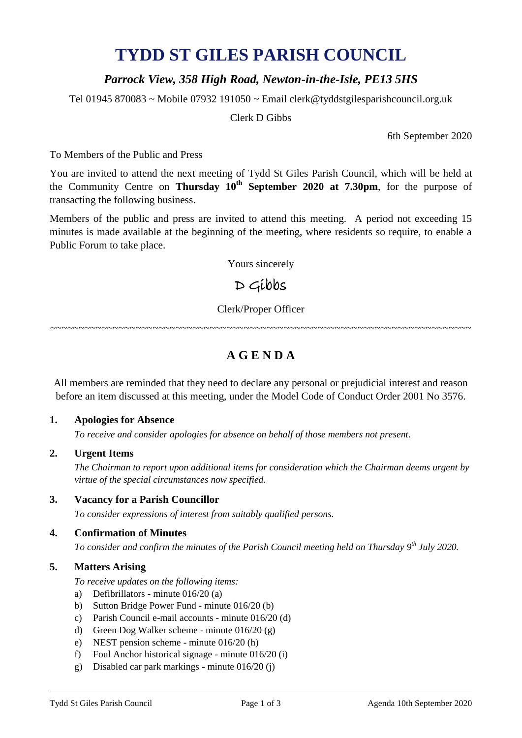# TYDD ST GILES PARISH COUNCIL

## *Parrock View, 358 High Road, Newton-in-the-Isle, PE13 5HS*

Tel 01945 870083 ~ Mobile 07932 191050 ~ Email clerk@tyddstgilesparishcouncil.org.uk

Clerk D Gibbs

6th September 2020

To Members of the Public and Press

You are invited to attend the next meeting of Tydd St Giles Parish Council, which will be held at the Community Centre on **Thursday 10th September 2020 at 7.30pm**, for the purpose of transacting the following business.

Members of the public and press are invited to attend this meeting. A period not exceeding 15 minutes is made available at the beginning of the meeting, where residents so require, to enable a Public Forum to take place.

Yours sincerely

D Gibbs

Clerk/Proper Officer

~~~~~~~~~~~~~~~~~~~~~~~~~~~~~~~~~~~~~~~~~~~~~~~~~~~~~~~~~~~~~~~~~~~~~~~~~~

## A G E N D A

All members are reminded that they need to declare any personal or prejudicial interest and reason before an item discussed at this meeting, under the Model Code of Conduct Order 2001 No 3576.

**1. Apologies for Absence**

*To receive and consider apologies for absence on behalf of those members not present.*

**2. Urgent Items**

*The Chairman to report upon additional items for consideration which the Chairman deems urgent by virtue of the special circumstances now specified.*

**3. Vacancy for a Parish Councillor**

*To consider expressions of interest from suitably qualified persons.*

**4. Confirmation of Minutes**

*To consider and confirm the minutes of the Parish Council meeting held on Thursday 9th July 2020.*

**5. Matters Arising**

*To receive updates on the following items:*

a) Defibrillators - minute 016/20 (a)
b) Sutton Bridge Power Fund - minute 016/20 (b)
c) Parish Council e-mail accounts - minute 016/20 (d)
d) Green Dog Walker scheme - minute 016/20 (g)
e) NEST pension scheme - minute 016/20 (h)
f) Foul Anchor historical signage - minute 016/20 (i)
g) Disabled car park markings - minute 016/20 (j)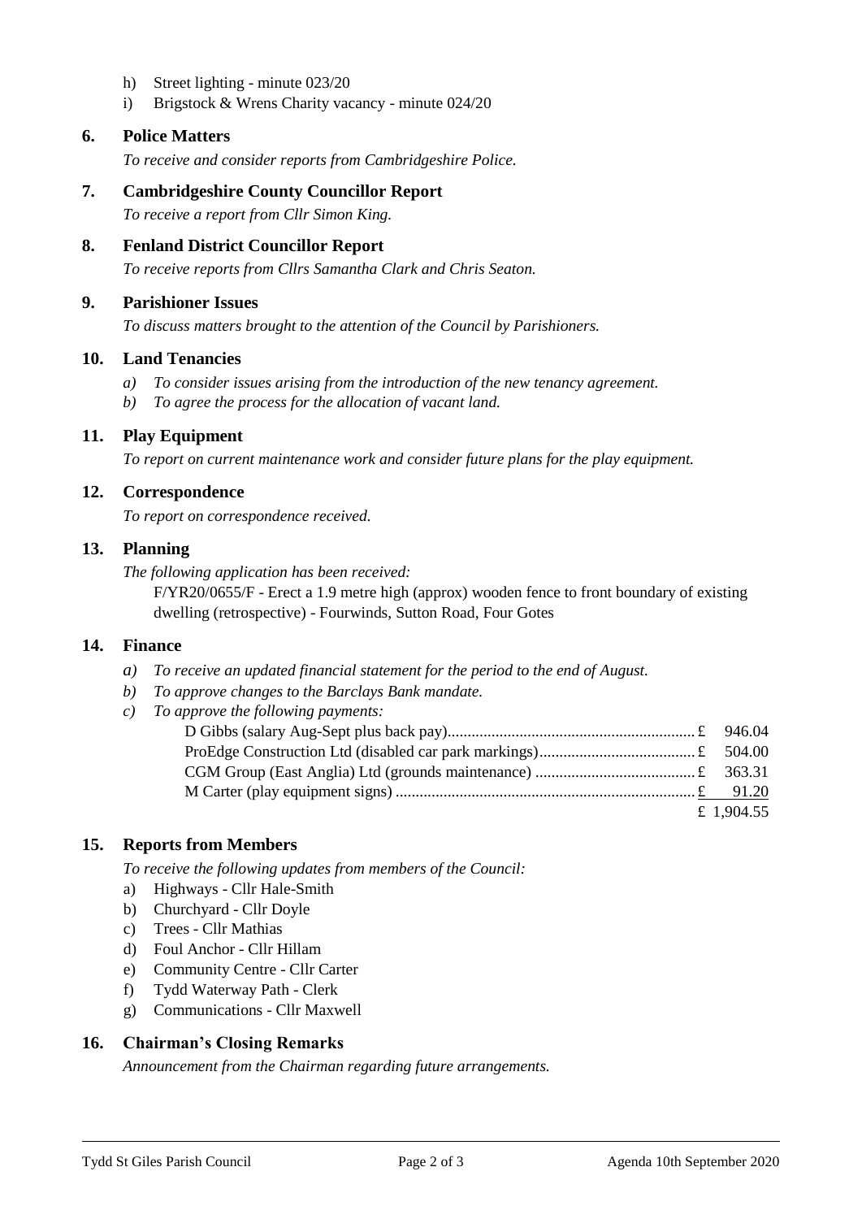h) Street lighting - minute 023/20
i) Brigstock & Wrens Charity vacancy - minute 024/20

## 6. Police Matters

*To receive and consider reports from Cambridgeshire Police.*

## 7. Cambridgeshire County Councillor Report

*To receive a report from Cllr Simon King.*

## 8. Fenland District Councillor Report

*To receive reports from Cllrs Samantha Clark and Chris Seaton.*

## 9. Parishioner Issues

*To discuss matters brought to the attention of the Council by Parishioners.*

## 10. Land Tenancies

*a) To consider issues arising from the introduction of the new tenancy agreement.*
*b) To agree the process for the allocation of vacant land.*

## 11. Play Equipment

*To report on current maintenance work and consider future plans for the play equipment.*

## 12. Correspondence

*To report on correspondence received.*

## 13. Planning

*The following application has been received:*

F/YR20/0655/F - Erect a 1.9 metre high (approx) wooden fence to front boundary of existing dwelling (retrospective) - Fourwinds, Sutton Road, Four Gotes

## 14. Finance

*a) To receive an updated financial statement for the period to the end of August.*
*b) To approve changes to the Barclays Bank mandate.*
*c) To approve the following payments:*

| Payee | Amount |
|---|---|
| D Gibbs (salary Aug-Sept plus back pay) | £ 946.04 |
| ProEdge Construction Ltd (disabled car park markings) | £ 504.00 |
| CGM Group (East Anglia) Ltd (grounds maintenance) | £ 363.31 |
| M Carter (play equipment signs) | £ 91.20 |
| | £ 1,904.55 |

## 15. Reports from Members

*To receive the following updates from members of the Council:*

a) Highways - Cllr Hale-Smith
b) Churchyard - Cllr Doyle
c) Trees - Cllr Mathias
d) Foul Anchor - Cllr Hillam
e) Community Centre - Cllr Carter
f) Tydd Waterway Path - Clerk
g) Communications - Cllr Maxwell

## 16. Chairman's Closing Remarks

*Announcement from the Chairman regarding future arrangements.*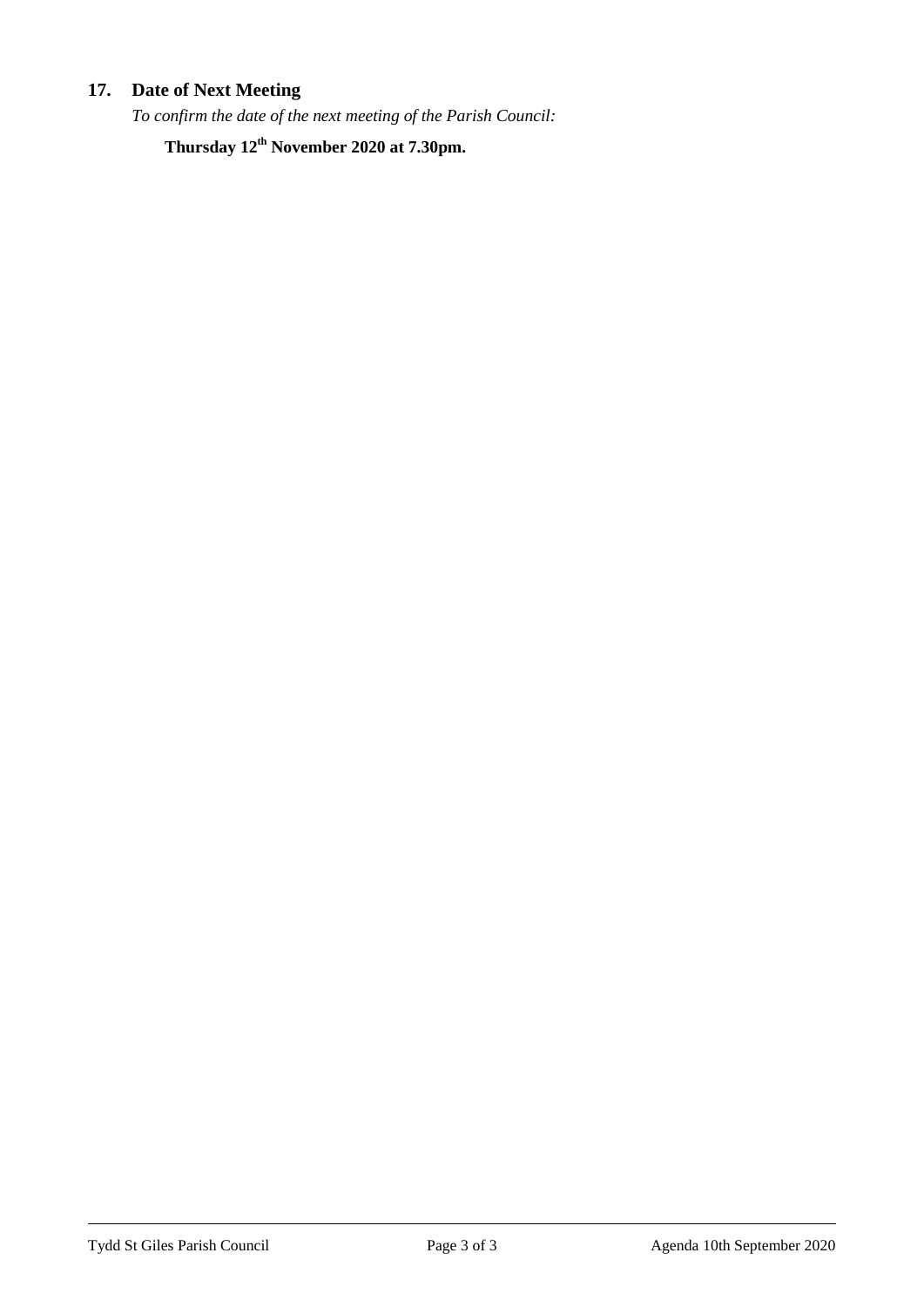## 17. Date of Next Meeting

*To confirm the date of the next meeting of the Parish Council:*

**Thursday 12th November 2020 at 7.30pm.**